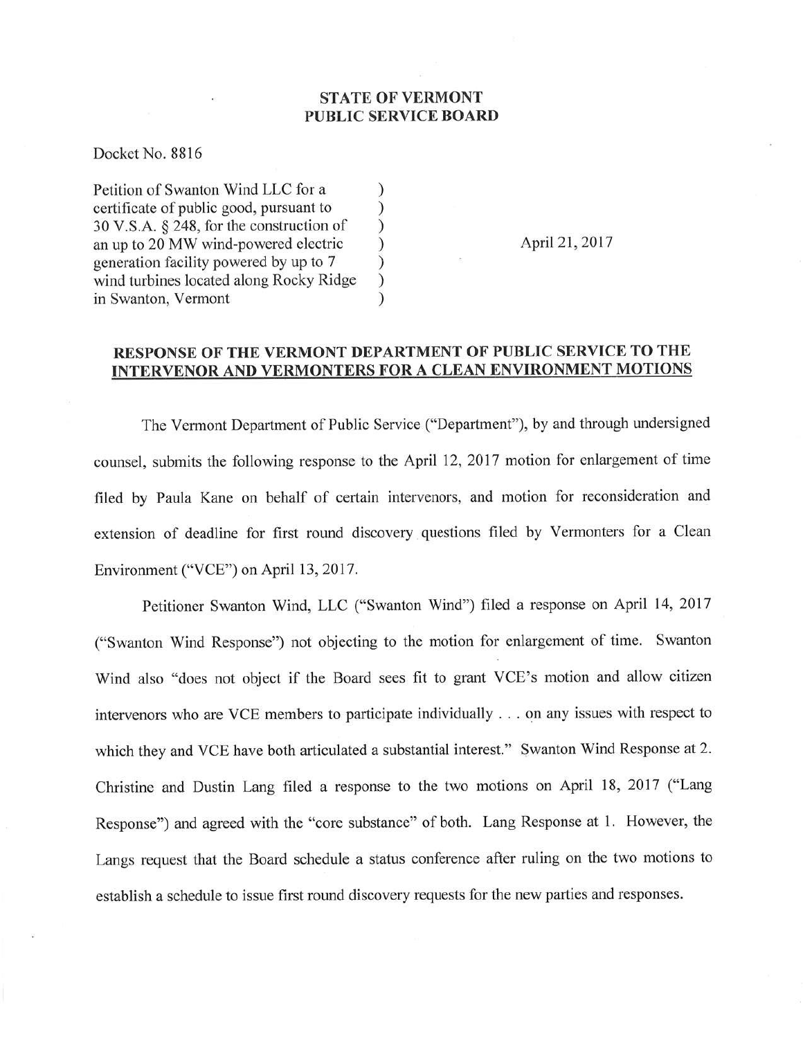**STATE OF VERMONT**
**PUBLIC SERVICE BOARD**

Docket No. 8816

| | | |
|---|---|---|
| Petition of Swanton Wind LLC for a certificate of public good, pursuant to 30 V.S.A. § 248, for the construction of an up to 20 MW wind-powered electric generation facility powered by up to 7 wind turbines located along Rocky Ridge in Swanton, Vermont | ) | April 21, 2017 |

## RESPONSE OF THE VERMONT DEPARTMENT OF PUBLIC SERVICE TO THE INTERVENOR AND VERMONTERS FOR A CLEAN ENVIRONMENT MOTIONS

The Vermont Department of Public Service ("Department"), by and through undersigned counsel, submits the following response to the April 12, 2017 motion for enlargement of time filed by Paula Kane on behalf of certain intervenors, and motion for reconsideration and extension of deadline for first round discovery questions filed by Vermonters for a Clean Environment ("VCE") on April 13, 2017.

Petitioner Swanton Wind, LLC ("Swanton Wind") filed a response on April 14, 2017 ("Swanton Wind Response") not objecting to the motion for enlargement of time. Swanton Wind also "does not object if the Board sees fit to grant VCE's motion and allow citizen intervenors who are VCE members to participate individually . . . on any issues with respect to which they and VCE have both articulated a substantial interest." Swanton Wind Response at 2. Christine and Dustin Lang filed a response to the two motions on April 18, 2017 ("Lang Response") and agreed with the "core substance" of both. Lang Response at 1. However, the Langs request that the Board schedule a status conference after ruling on the two motions to establish a schedule to issue first round discovery requests for the new parties and responses.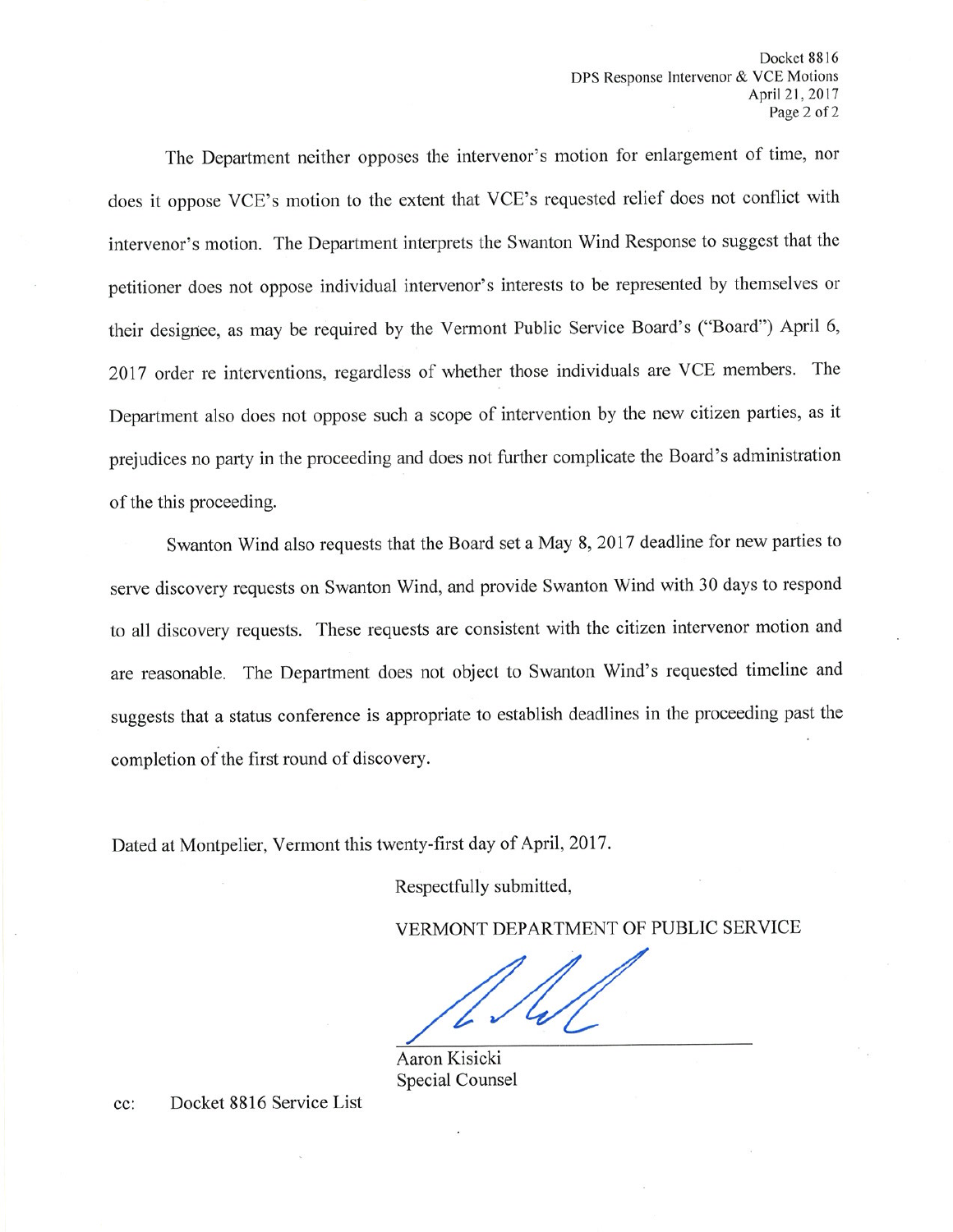The Department neither opposes the intervenor's motion for enlargement of time, nor does it oppose VCE's motion to the extent that VCE's requested relief does not conflict with intervenor's motion. The Department interprets the Swanton Wind Response to suggest that the petitioner does not oppose individual intervenor's interests to be represented by themselves or their designee, as may be required by the Vermont Public Service Board's ("Board") April 6, 2017 order re interventions, regardless of whether those individuals are VCE members. The Department also does not oppose such a scope of intervention by the new citizen parties, as it prejudices no party in the proceeding and does not further complicate the Board's administration of the this proceeding.

Swanton Wind also requests that the Board set a May 8, 2017 deadline for new parties to serve discovery requests on Swanton Wind, and provide Swanton Wind with 30 days to respond to all discovery requests. These requests are consistent with the citizen intervenor motion and are reasonable. The Department does not object to Swanton Wind's requested timeline and suggests that a status conference is appropriate to establish deadlines in the proceeding past the completion of the first round of discovery.

Dated at Montpelier, Vermont this twenty-first day of April, 2017.

Respectfully submitted,

VERMONT DEPARTMENT OF PUBLIC SERVICE

Aaron Kisicki
Special Counsel

cc: Docket 8816 Service List